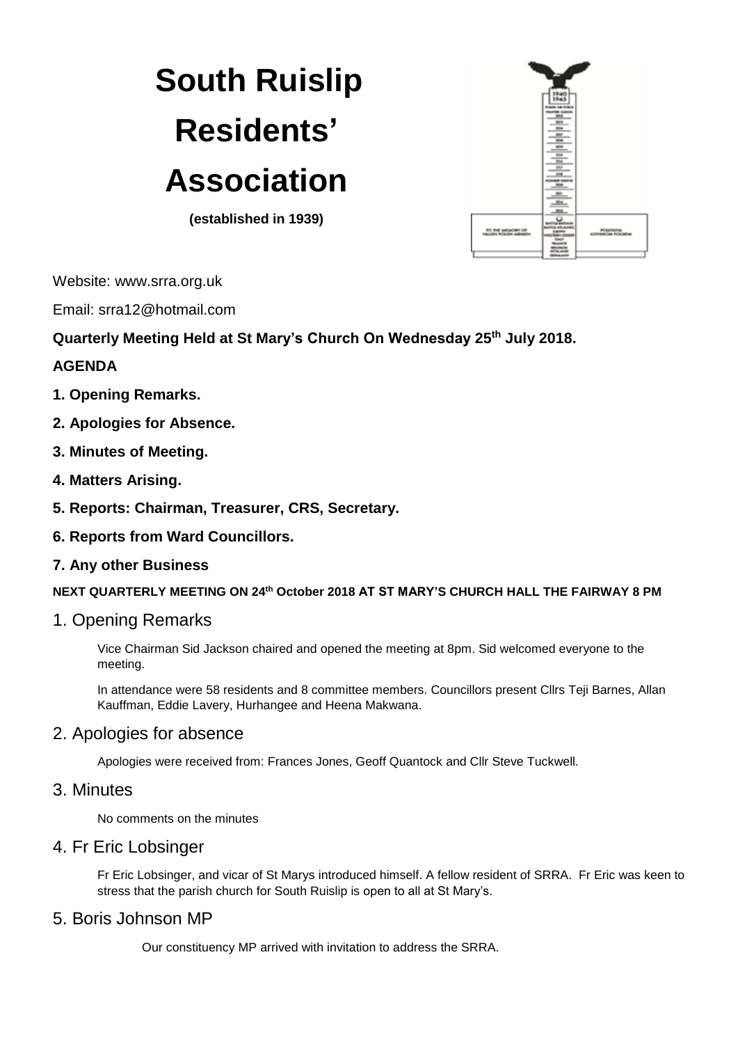# South Ruislip Residents' Association

**(established in 1939)**

Website: www.srra.org.uk

Email: srra12@hotmail.com

**Quarterly Meeting Held at St Mary's Church On Wednesday 25th July 2018.**

**AGENDA**

**1. Opening Remarks.**

**2. Apologies for Absence.**

**3. Minutes of Meeting.**

**4. Matters Arising.**

**5. Reports: Chairman, Treasurer, CRS, Secretary.**

**6. Reports from Ward Councillors.**

**7. Any other Business**

**NEXT QUARTERLY MEETING ON 24th October 2018 AT ST MARY'S CHURCH HALL THE FAIRWAY 8 PM**

## 1. Opening Remarks

Vice Chairman Sid Jackson chaired and opened the meeting at 8pm. Sid welcomed everyone to the meeting.

In attendance were 58 residents and 8 committee members. Councillors present Cllrs Teji Barnes, Allan Kauffman, Eddie Lavery, Hurhangee and Heena Makwana.

## 2. Apologies for absence

Apologies were received from: Frances Jones, Geoff Quantock and Cllr Steve Tuckwell.

## 3. Minutes

No comments on the minutes

## 4. Fr Eric Lobsinger

Fr Eric Lobsinger, and vicar of St Marys introduced himself. A fellow resident of SRRA. Fr Eric was keen to stress that the parish church for South Ruislip is open to all at St Mary's.

## 5. Boris Johnson MP

Our constituency MP arrived with invitation to address the SRRA.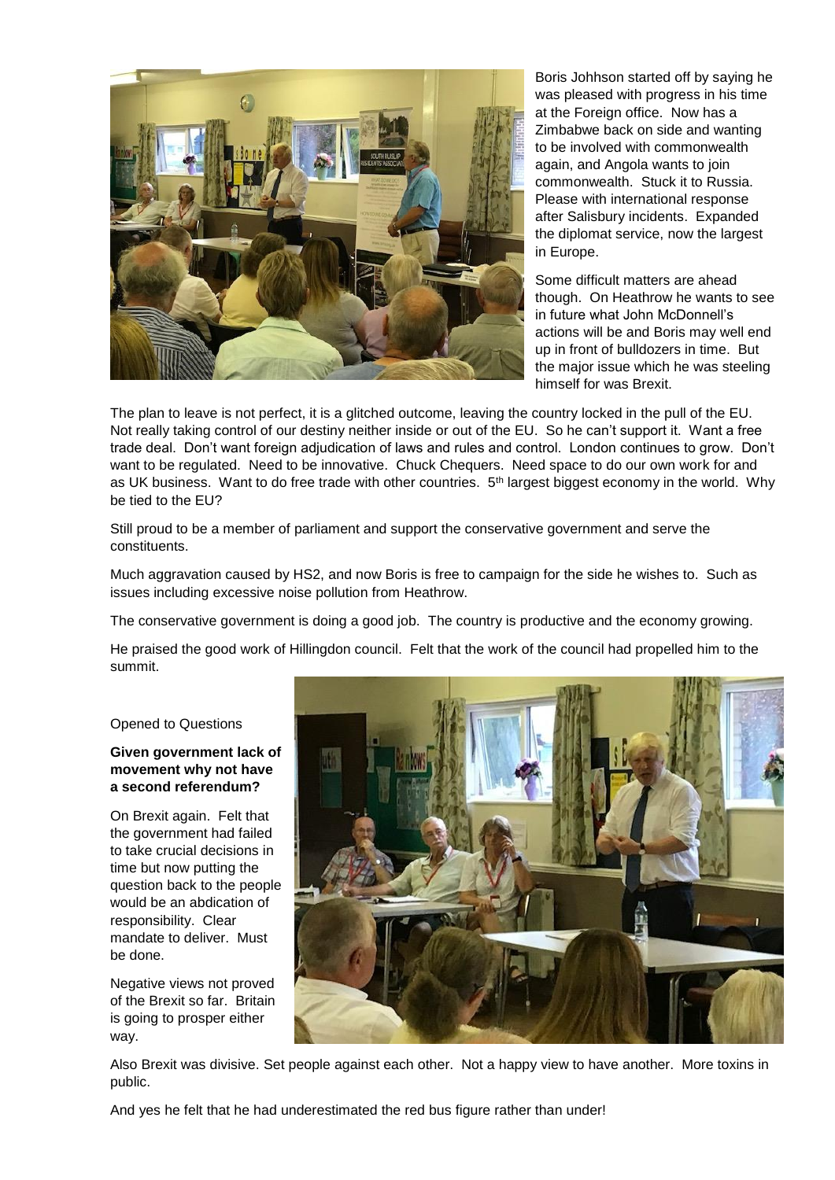Boris Johhson started off by saying he was pleased with progress in his time at the Foreign office. Now has a Zimbabwe back on side and wanting to be involved with commonwealth again, and Angola wants to join commonwealth. Stuck it to Russia. Please with international response after Salisbury incidents. Expanded the diplomat service, now the largest in Europe.

Some difficult matters are ahead though. On Heathrow he wants to see in future what John McDonnell's actions will be and Boris may well end up in front of bulldozers in time. But the major issue which he was steeling himself for was Brexit.

The plan to leave is not perfect, it is a glitched outcome, leaving the country locked in the pull of the EU. Not really taking control of our destiny neither inside or out of the EU. So he can't support it. Want a free trade deal. Don't want foreign adjudication of laws and rules and control. London continues to grow. Don't want to be regulated. Need to be innovative. Chuck Chequers. Need space to do our own work for and as UK business. Want to do free trade with other countries. 5th largest biggest economy in the world. Why be tied to the EU?

Still proud to be a member of parliament and support the conservative government and serve the constituents.

Much aggravation caused by HS2, and now Boris is free to campaign for the side he wishes to. Such as issues including excessive noise pollution from Heathrow.

The conservative government is doing a good job. The country is productive and the economy growing.

He praised the good work of Hillingdon council. Felt that the work of the council had propelled him to the summit.

Opened to Questions

**Given government lack of movement why not have a second referendum?**

On Brexit again. Felt that the government had failed to take crucial decisions in time but now putting the question back to the people would be an abdication of responsibility. Clear mandate to deliver. Must be done.

Negative views not proved of the Brexit so far. Britain is going to prosper either way.

Also Brexit was divisive. Set people against each other. Not a happy view to have another. More toxins in public.

And yes he felt that he had underestimated the red bus figure rather than under!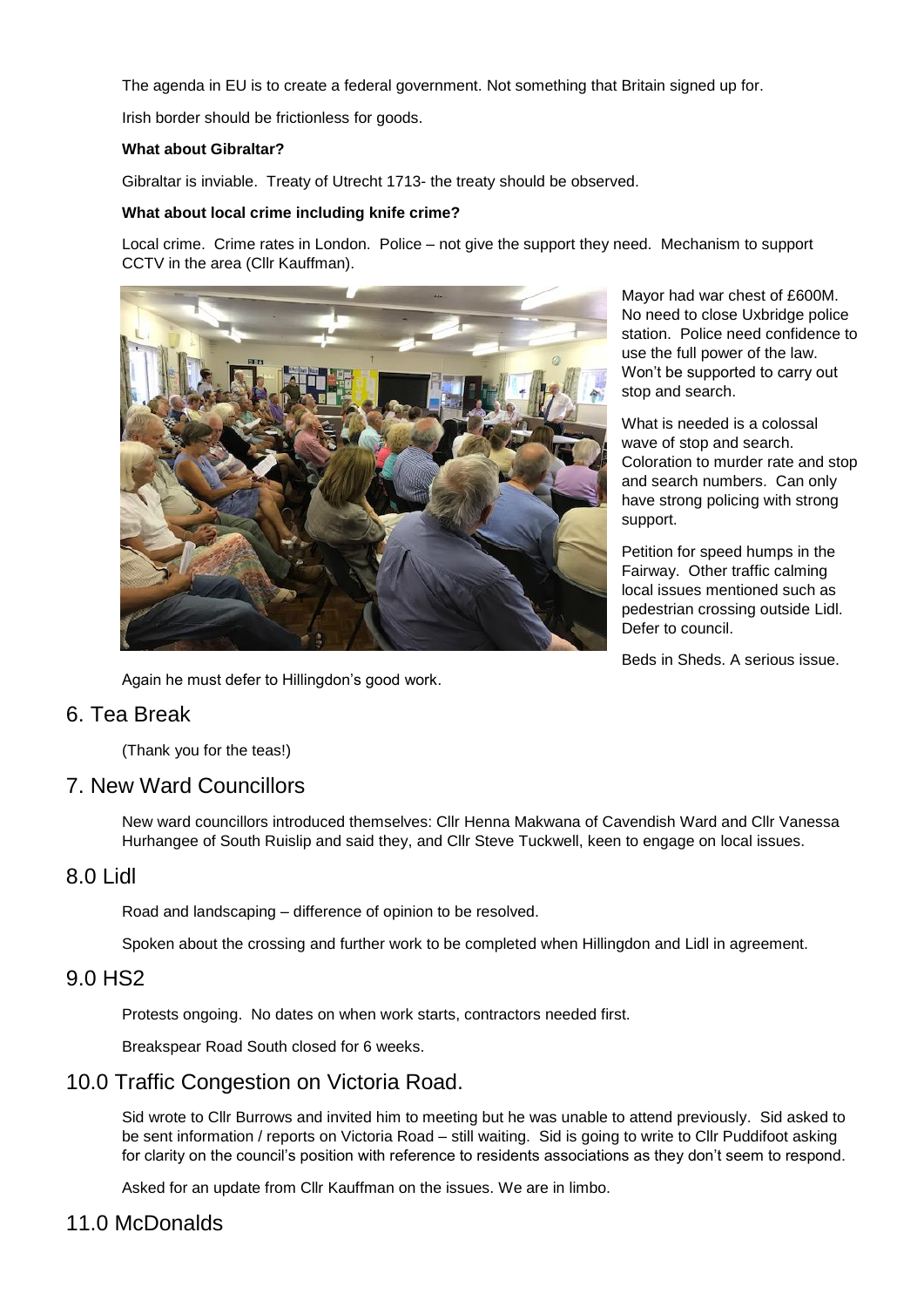The agenda in EU is to create a federal government. Not something that Britain signed up for.

Irish border should be frictionless for goods.

**What about Gibraltar?**

Gibraltar is inviable. Treaty of Utrecht 1713- the treaty should be observed.

**What about local crime including knife crime?**

Local crime. Crime rates in London. Police – not give the support they need. Mechanism to support CCTV in the area (Cllr Kauffman).

Mayor had war chest of £600M. No need to close Uxbridge police station. Police need confidence to use the full power of the law. Won't be supported to carry out stop and search.

What is needed is a colossal wave of stop and search. Coloration to murder rate and stop and search numbers. Can only have strong policing with strong support.

Petition for speed humps in the Fairway. Other traffic calming local issues mentioned such as pedestrian crossing outside Lidl. Defer to council.

Beds in Sheds. A serious issue.

Again he must defer to Hillingdon's good work.

## 6. Tea Break

(Thank you for the teas!)

## 7. New Ward Councillors

New ward councillors introduced themselves: Cllr Henna Makwana of Cavendish Ward and Cllr Vanessa Hurhangee of South Ruislip and said they, and Cllr Steve Tuckwell, keen to engage on local issues.

## 8.0 Lidl

Road and landscaping – difference of opinion to be resolved.

Spoken about the crossing and further work to be completed when Hillingdon and Lidl in agreement.

## 9.0 HS2

Protests ongoing. No dates on when work starts, contractors needed first.

Breakspear Road South closed for 6 weeks.

## 10.0 Traffic Congestion on Victoria Road.

Sid wrote to Cllr Burrows and invited him to meeting but he was unable to attend previously. Sid asked to be sent information / reports on Victoria Road – still waiting. Sid is going to write to Cllr Puddifoot asking for clarity on the council's position with reference to residents associations as they don't seem to respond.

Asked for an update from Cllr Kauffman on the issues. We are in limbo.

## 11.0 McDonalds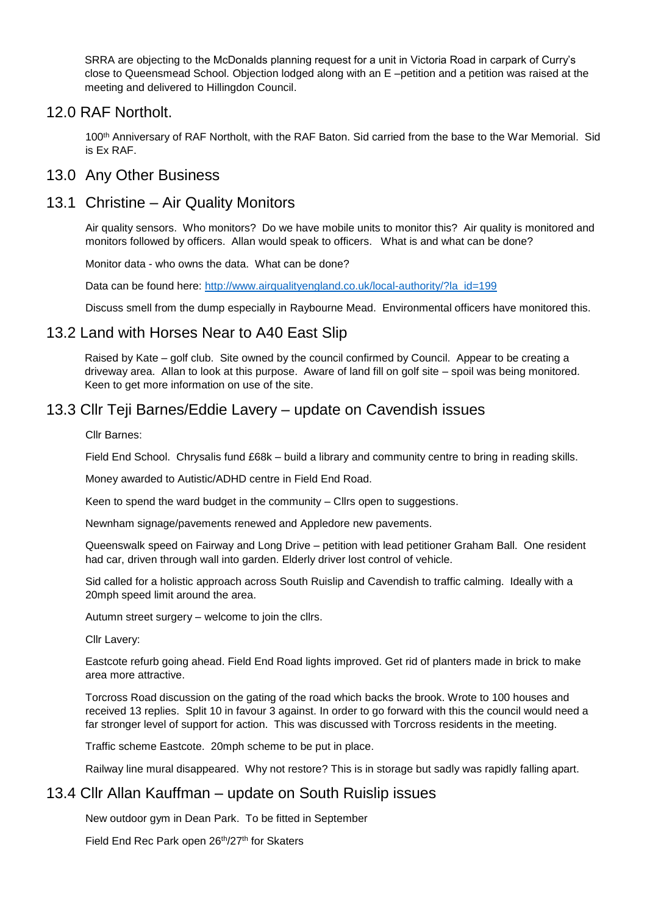SRRA are objecting to the McDonalds planning request for a unit in Victoria Road in carpark of Curry's close to Queensmead School. Objection lodged along with an E –petition and a petition was raised at the meeting and delivered to Hillingdon Council.

## 12.0 RAF Northolt.

100th Anniversary of RAF Northolt, with the RAF Baton. Sid carried from the base to the War Memorial. Sid is Ex RAF.

## 13.0 Any Other Business

## 13.1 Christine – Air Quality Monitors

Air quality sensors. Who monitors? Do we have mobile units to monitor this? Air quality is monitored and monitors followed by officers. Allan would speak to officers. What is and what can be done?

Monitor data - who owns the data. What can be done?

Data can be found here: [http://www.airqualityengland.co.uk/local-authority/?la_id=199](http://www.airqualityengland.co.uk/local-authority/?la_id=199)

Discuss smell from the dump especially in Raybourne Mead. Environmental officers have monitored this.

## 13.2 Land with Horses Near to A40 East Slip

Raised by Kate – golf club. Site owned by the council confirmed by Council. Appear to be creating a driveway area. Allan to look at this purpose. Aware of land fill on golf site – spoil was being monitored. Keen to get more information on use of the site.

## 13.3 Cllr Teji Barnes/Eddie Lavery – update on Cavendish issues

Cllr Barnes:

Field End School. Chrysalis fund £68k – build a library and community centre to bring in reading skills.

Money awarded to Autistic/ADHD centre in Field End Road.

Keen to spend the ward budget in the community – Cllrs open to suggestions.

Newnham signage/pavements renewed and Appledore new pavements.

Queenswalk speed on Fairway and Long Drive – petition with lead petitioner Graham Ball. One resident had car, driven through wall into garden. Elderly driver lost control of vehicle.

Sid called for a holistic approach across South Ruislip and Cavendish to traffic calming. Ideally with a 20mph speed limit around the area.

Autumn street surgery – welcome to join the cllrs.

Cllr Lavery:

Eastcote refurb going ahead. Field End Road lights improved. Get rid of planters made in brick to make area more attractive.

Torcross Road discussion on the gating of the road which backs the brook. Wrote to 100 houses and received 13 replies. Split 10 in favour 3 against. In order to go forward with this the council would need a far stronger level of support for action. This was discussed with Torcross residents in the meeting.

Traffic scheme Eastcote. 20mph scheme to be put in place.

Railway line mural disappeared. Why not restore? This is in storage but sadly was rapidly falling apart.

## 13.4 Cllr Allan Kauffman – update on South Ruislip issues

New outdoor gym in Dean Park. To be fitted in September

Field End Rec Park open 26th/27th for Skaters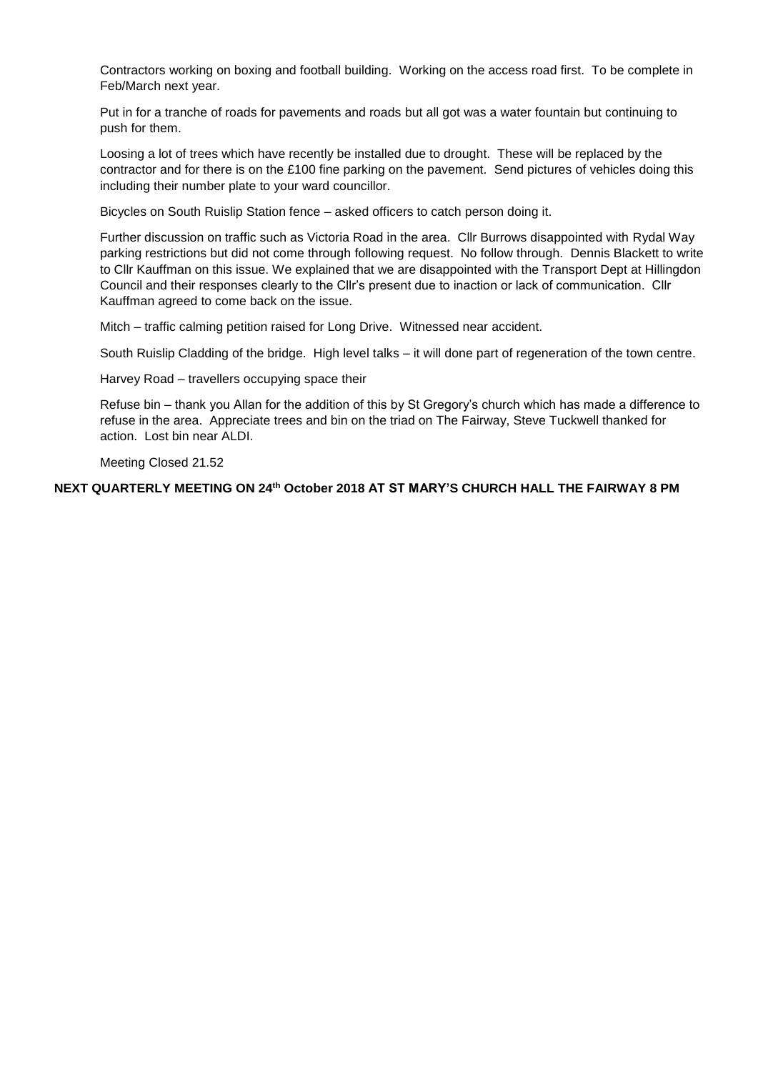Contractors working on boxing and football building. Working on the access road first. To be complete in Feb/March next year.

Put in for a tranche of roads for pavements and roads but all got was a water fountain but continuing to push for them.

Loosing a lot of trees which have recently be installed due to drought. These will be replaced by the contractor and for there is on the £100 fine parking on the pavement. Send pictures of vehicles doing this including their number plate to your ward councillor.

Bicycles on South Ruislip Station fence – asked officers to catch person doing it.

Further discussion on traffic such as Victoria Road in the area. Cllr Burrows disappointed with Rydal Way parking restrictions but did not come through following request. No follow through. Dennis Blackett to write to Cllr Kauffman on this issue. We explained that we are disappointed with the Transport Dept at Hillingdon Council and their responses clearly to the Cllr's present due to inaction or lack of communication. Cllr Kauffman agreed to come back on the issue.

Mitch – traffic calming petition raised for Long Drive. Witnessed near accident.

South Ruislip Cladding of the bridge. High level talks – it will done part of regeneration of the town centre.

Harvey Road – travellers occupying space their

Refuse bin – thank you Allan for the addition of this by St Gregory's church which has made a difference to refuse in the area. Appreciate trees and bin on the triad on The Fairway, Steve Tuckwell thanked for action. Lost bin near ALDI.

Meeting Closed 21.52

**NEXT QUARTERLY MEETING ON 24th October 2018 AT ST MARY'S CHURCH HALL THE FAIRWAY 8 PM**